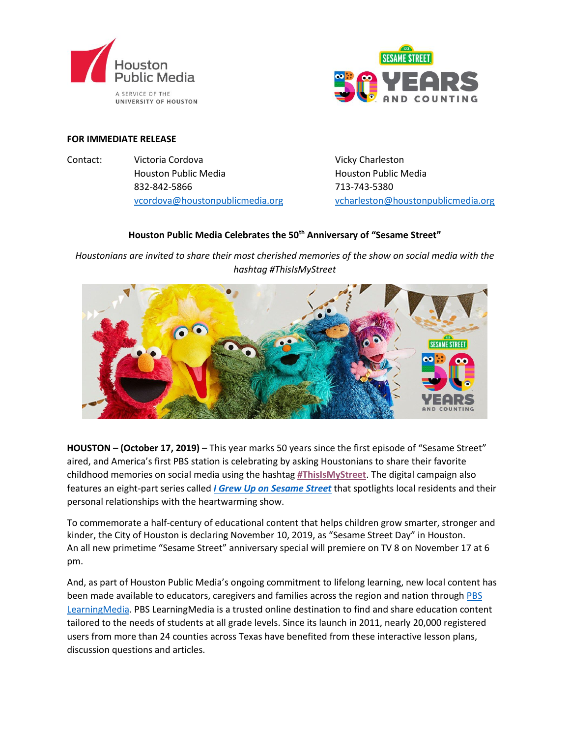**FOR IMMEDIATE RELEASE**

Contact: Victoria Cordova
Houston Public Media
832-842-5866
vcordova@houstonpublicmedia.org

Vicky Charleston
Houston Public Media
713-743-5380
vcharleston@houstonpublicmedia.org

**Houston Public Media Celebrates the 50th Anniversary of "Sesame Street"**

*Houstonians are invited to share their most cherished memories of the show on social media with the hashtag #ThisIsMyStreet*

**HOUSTON – (October 17, 2019)** – This year marks 50 years since the first episode of "Sesame Street" aired, and America's first PBS station is celebrating by asking Houstonians to share their favorite childhood memories on social media using the hashtag **#ThisIsMyStreet**. The digital campaign also features an eight-part series called ***I Grew Up on Sesame Street*** that spotlights local residents and their personal relationships with the heartwarming show.

To commemorate a half-century of educational content that helps children grow smarter, stronger and kinder, the City of Houston is declaring November 10, 2019, as "Sesame Street Day" in Houston. An all new primetime "Sesame Street" anniversary special will premiere on TV 8 on November 17 at 6 pm.

And, as part of Houston Public Media's ongoing commitment to lifelong learning, new local content has been made available to educators, caregivers and families across the region and nation through PBS LearningMedia. PBS LearningMedia is a trusted online destination to find and share education content tailored to the needs of students at all grade levels. Since its launch in 2011, nearly 20,000 registered users from more than 24 counties across Texas have benefited from these interactive lesson plans, discussion questions and articles.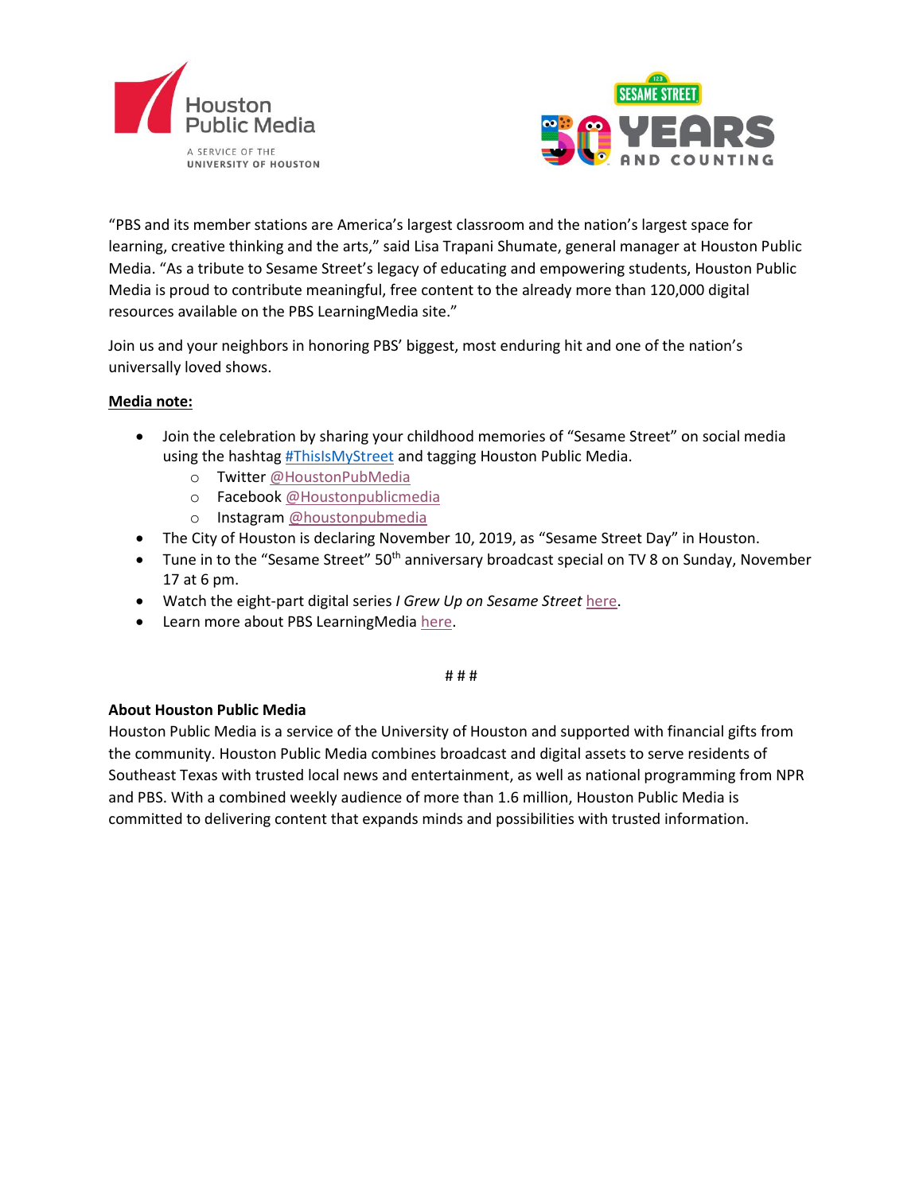"PBS and its member stations are America's largest classroom and the nation's largest space for learning, creative thinking and the arts," said Lisa Trapani Shumate, general manager at Houston Public Media. "As a tribute to Sesame Street's legacy of educating and empowering students, Houston Public Media is proud to contribute meaningful, free content to the already more than 120,000 digital resources available on the PBS LearningMedia site."

Join us and your neighbors in honoring PBS' biggest, most enduring hit and one of the nation's universally loved shows.

**Media note:**

- Join the celebration by sharing your childhood memories of "Sesame Street" on social media using the hashtag #ThisIsMyStreet and tagging Houston Public Media.
  - Twitter @HoustonPubMedia
  - Facebook @Houstonpublicmedia
  - Instagram @houstonpubmedia
- The City of Houston is declaring November 10, 2019, as "Sesame Street Day" in Houston.
- Tune in to the "Sesame Street" 50th anniversary broadcast special on TV 8 on Sunday, November 17 at 6 pm.
- Watch the eight-part digital series *I Grew Up on Sesame Street* here.
- Learn more about PBS LearningMedia here.

# # #

**About Houston Public Media**

Houston Public Media is a service of the University of Houston and supported with financial gifts from the community. Houston Public Media combines broadcast and digital assets to serve residents of Southeast Texas with trusted local news and entertainment, as well as national programming from NPR and PBS. With a combined weekly audience of more than 1.6 million, Houston Public Media is committed to delivering content that expands minds and possibilities with trusted information.